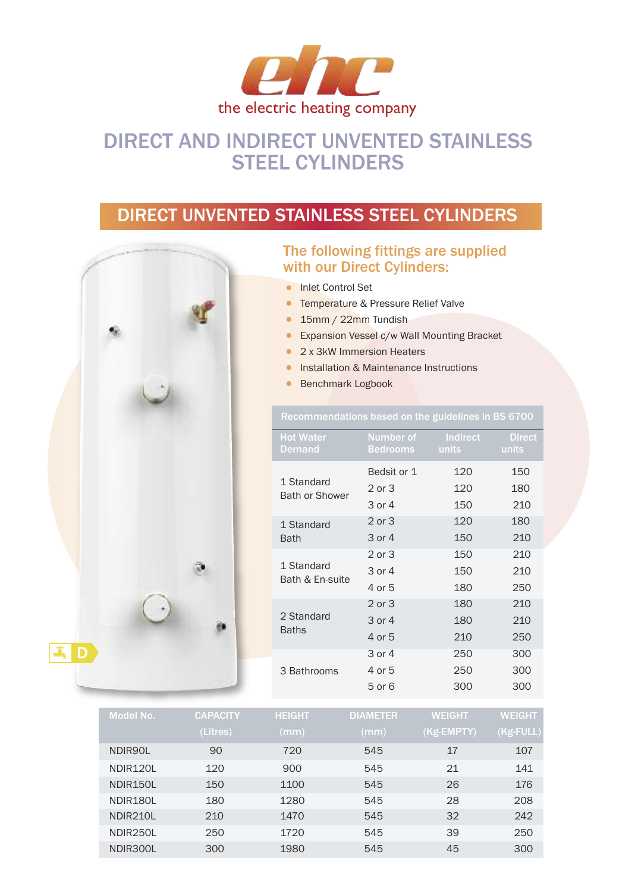ehc

the electric heating company

# DIRECT AND INDIRECT UNVENTED STAINLESS STEEL CYLINDERS

## DIRECT UNVENTED STAINLESS STEEL CYLINDERS

### The following fittings are supplied with our Direct Cylinders:

- Inlet Control Set
- Temperature & Pressure Relief Valve
- 15mm / 22mm Tundish
- Expansion Vessel c/w Wall Mounting Bracket
- 2 x 3kW Immersion Heaters
- Installation & Maintenance Instructions
- Benchmark Logbook

D

**Recommendations based on the guidelines in BS 6700**

| Hot Water Demand | Number of Bedrooms | Indirect units | Direct units |
|---|---|---|---|
| 1 Standard Bath or Shower | Bedsit or 1 | 120 | 150 |
| | 2 or 3 | 120 | 180 |
| | 3 or 4 | 150 | 210 |
| 1 Standard Bath | 2 or 3 | 120 | 180 |
| | 3 or 4 | 150 | 210 |
| 1 Standard Bath & En-suite | 2 or 3 | 150 | 210 |
| | 3 or 4 | 150 | 210 |
| | 4 or 5 | 180 | 250 |
| 2 Standard Baths | 2 or 3 | 180 | 210 |
| | 3 or 4 | 180 | 210 |
| | 4 or 5 | 210 | 250 |
| 3 Bathrooms | 3 or 4 | 250 | 300 |
| | 4 or 5 | 250 | 300 |
| | 5 or 6 | 300 | 300 |

| Model No. | CAPACITY (Litres) | HEIGHT (mm) | DIAMETER (mm) | WEIGHT (Kg-EMPTY) | WEIGHT (Kg-FULL) |
|---|---|---|---|---|---|
| NDIR90L | 90 | 720 | 545 | 17 | 107 |
| NDIR120L | 120 | 900 | 545 | 21 | 141 |
| NDIR150L | 150 | 1100 | 545 | 26 | 176 |
| NDIR180L | 180 | 1280 | 545 | 28 | 208 |
| NDIR210L | 210 | 1470 | 545 | 32 | 242 |
| NDIR250L | 250 | 1720 | 545 | 39 | 250 |
| NDIR300L | 300 | 1980 | 545 | 45 | 300 |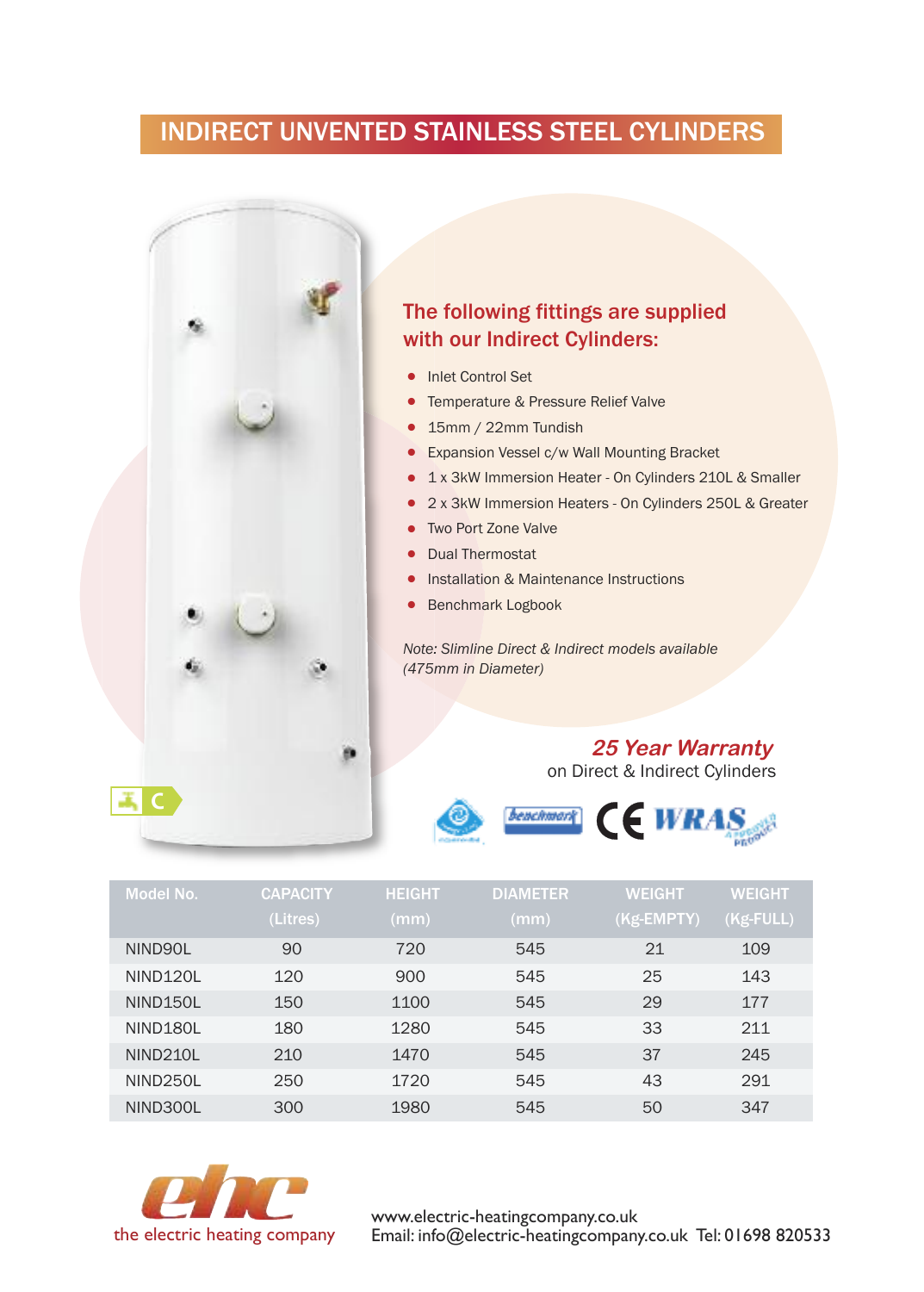# INDIRECT UNVENTED STAINLESS STEEL CYLINDERS

## The following fittings are supplied with our Indirect Cylinders:

- Inlet Control Set
- Temperature & Pressure Relief Valve
- 15mm / 22mm Tundish
- Expansion Vessel c/w Wall Mounting Bracket
- 1 x 3kW Immersion Heater - On Cylinders 210L & Smaller
- 2 x 3kW Immersion Heaters - On Cylinders 250L & Greater
- Two Port Zone Valve
- Dual Thermostat
- Installation & Maintenance Instructions
- Benchmark Logbook

*Note: Slimline Direct & Indirect models available (475mm in Diameter)*

***25 Year Warranty***
on Direct & Indirect Cylinders

C

| Model No. | CAPACITY (Litres) | HEIGHT (mm) | DIAMETER (mm) | WEIGHT (Kg-EMPTY) | WEIGHT (Kg-FULL) |
|---|---|---|---|---|---|
| NIND90L | 90 | 720 | 545 | 21 | 109 |
| NIND120L | 120 | 900 | 545 | 25 | 143 |
| NIND150L | 150 | 1100 | 545 | 29 | 177 |
| NIND180L | 180 | 1280 | 545 | 33 | 211 |
| NIND210L | 210 | 1470 | 545 | 37 | 245 |
| NIND250L | 250 | 1720 | 545 | 43 | 291 |
| NIND300L | 300 | 1980 | 545 | 50 | 347 |

ehc
the electric heating company

www.electric-heatingcompany.co.uk
Email: info@electric-heatingcompany.co.uk Tel: 01698 820533